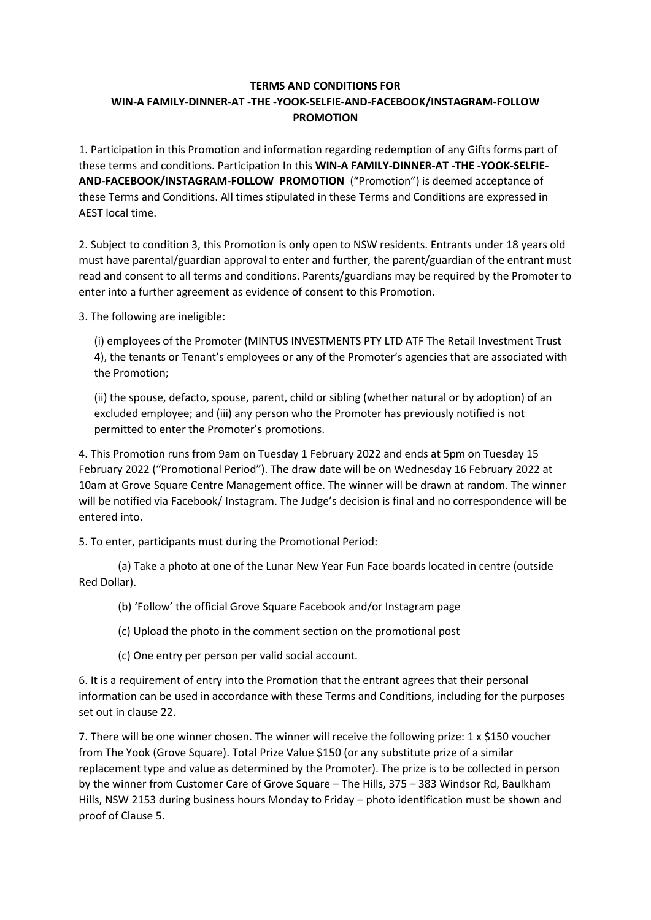**TERMS AND CONDITIONS FOR**
**WIN-A FAMILY-DINNER-AT -THE -YOOK-SELFIE-AND-FACEBOOK/INSTAGRAM-FOLLOW PROMOTION**

1. Participation in this Promotion and information regarding redemption of any Gifts forms part of these terms and conditions. Participation In this **WIN-A FAMILY-DINNER-AT -THE -YOOK-SELFIE-AND-FACEBOOK/INSTAGRAM-FOLLOW PROMOTION** ("Promotion") is deemed acceptance of these Terms and Conditions. All times stipulated in these Terms and Conditions are expressed in AEST local time.

2. Subject to condition 3, this Promotion is only open to NSW residents. Entrants under 18 years old must have parental/guardian approval to enter and further, the parent/guardian of the entrant must read and consent to all terms and conditions. Parents/guardians may be required by the Promoter to enter into a further agreement as evidence of consent to this Promotion.

3. The following are ineligible:

(i) employees of the Promoter (MINTUS INVESTMENTS PTY LTD ATF The Retail Investment Trust 4), the tenants or Tenant's employees or any of the Promoter's agencies that are associated with the Promotion;

(ii) the spouse, defacto, spouse, parent, child or sibling (whether natural or by adoption) of an excluded employee; and (iii) any person who the Promoter has previously notified is not permitted to enter the Promoter's promotions.

4. This Promotion runs from 9am on Tuesday 1 February 2022 and ends at 5pm on Tuesday 15 February 2022 ("Promotional Period"). The draw date will be on Wednesday 16 February 2022 at 10am at Grove Square Centre Management office. The winner will be drawn at random. The winner will be notified via Facebook/ Instagram. The Judge's decision is final and no correspondence will be entered into.

5. To enter, participants must during the Promotional Period:

(a) Take a photo at one of the Lunar New Year Fun Face boards located in centre (outside Red Dollar).

(b) 'Follow' the official Grove Square Facebook and/or Instagram page

(c) Upload the photo in the comment section on the promotional post

(c) One entry per person per valid social account.

6. It is a requirement of entry into the Promotion that the entrant agrees that their personal information can be used in accordance with these Terms and Conditions, including for the purposes set out in clause 22.

7. There will be one winner chosen. The winner will receive the following prize: 1 x $150 voucher from The Yook (Grove Square). Total Prize Value $150 (or any substitute prize of a similar replacement type and value as determined by the Promoter). The prize is to be collected in person by the winner from Customer Care of Grove Square – The Hills, 375 – 383 Windsor Rd, Baulkham Hills, NSW 2153 during business hours Monday to Friday – photo identification must be shown and proof of Clause 5.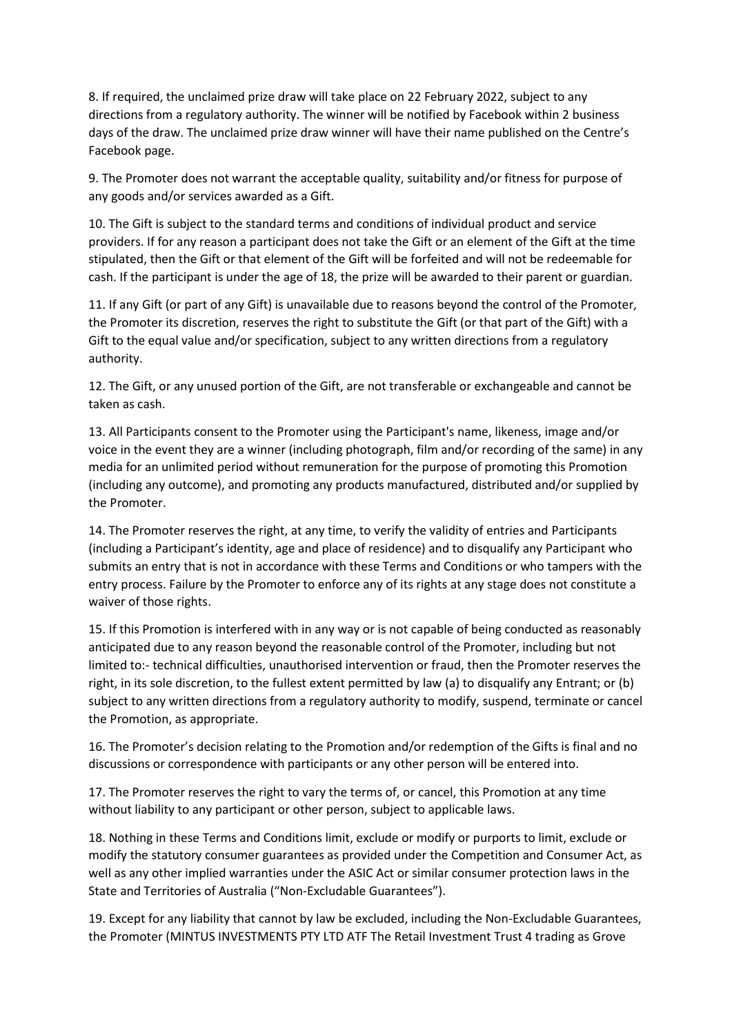8. If required, the unclaimed prize draw will take place on 22 February 2022, subject to any directions from a regulatory authority. The winner will be notified by Facebook within 2 business days of the draw. The unclaimed prize draw winner will have their name published on the Centre's Facebook page.

9. The Promoter does not warrant the acceptable quality, suitability and/or fitness for purpose of any goods and/or services awarded as a Gift.

10. The Gift is subject to the standard terms and conditions of individual product and service providers. If for any reason a participant does not take the Gift or an element of the Gift at the time stipulated, then the Gift or that element of the Gift will be forfeited and will not be redeemable for cash. If the participant is under the age of 18, the prize will be awarded to their parent or guardian.

11. If any Gift (or part of any Gift) is unavailable due to reasons beyond the control of the Promoter, the Promoter its discretion, reserves the right to substitute the Gift (or that part of the Gift) with a Gift to the equal value and/or specification, subject to any written directions from a regulatory authority.

12. The Gift, or any unused portion of the Gift, are not transferable or exchangeable and cannot be taken as cash.

13. All Participants consent to the Promoter using the Participant's name, likeness, image and/or voice in the event they are a winner (including photograph, film and/or recording of the same) in any media for an unlimited period without remuneration for the purpose of promoting this Promotion (including any outcome), and promoting any products manufactured, distributed and/or supplied by the Promoter.

14. The Promoter reserves the right, at any time, to verify the validity of entries and Participants (including a Participant's identity, age and place of residence) and to disqualify any Participant who submits an entry that is not in accordance with these Terms and Conditions or who tampers with the entry process. Failure by the Promoter to enforce any of its rights at any stage does not constitute a waiver of those rights.

15. If this Promotion is interfered with in any way or is not capable of being conducted as reasonably anticipated due to any reason beyond the reasonable control of the Promoter, including but not limited to:- technical difficulties, unauthorised intervention or fraud, then the Promoter reserves the right, in its sole discretion, to the fullest extent permitted by law (a) to disqualify any Entrant; or (b) subject to any written directions from a regulatory authority to modify, suspend, terminate or cancel the Promotion, as appropriate.

16. The Promoter's decision relating to the Promotion and/or redemption of the Gifts is final and no discussions or correspondence with participants or any other person will be entered into.

17. The Promoter reserves the right to vary the terms of, or cancel, this Promotion at any time without liability to any participant or other person, subject to applicable laws.

18. Nothing in these Terms and Conditions limit, exclude or modify or purports to limit, exclude or modify the statutory consumer guarantees as provided under the Competition and Consumer Act, as well as any other implied warranties under the ASIC Act or similar consumer protection laws in the State and Territories of Australia ("Non-Excludable Guarantees").

19. Except for any liability that cannot by law be excluded, including the Non-Excludable Guarantees, the Promoter (MINTUS INVESTMENTS PTY LTD ATF The Retail Investment Trust 4 trading as Grove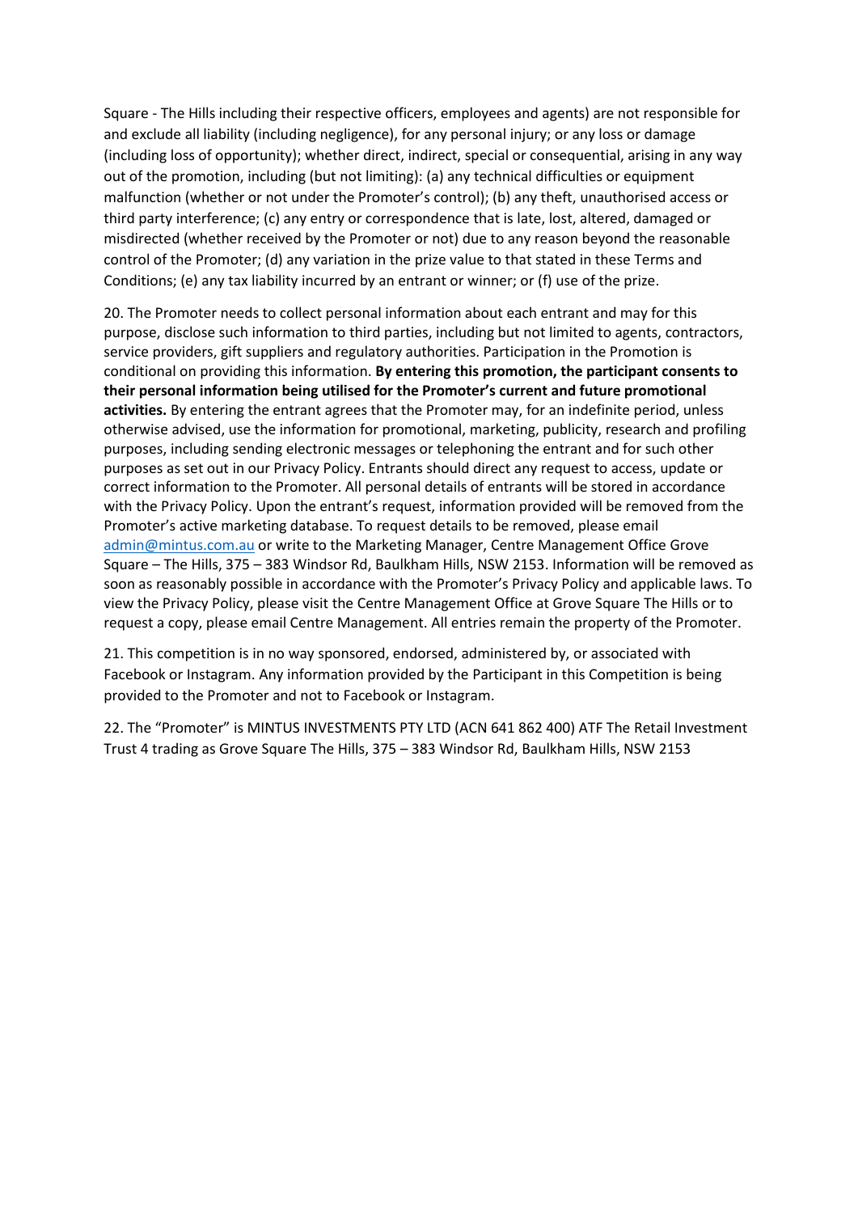Square - The Hills including their respective officers, employees and agents) are not responsible for and exclude all liability (including negligence), for any personal injury; or any loss or damage (including loss of opportunity); whether direct, indirect, special or consequential, arising in any way out of the promotion, including (but not limiting): (a) any technical difficulties or equipment malfunction (whether or not under the Promoter's control); (b) any theft, unauthorised access or third party interference; (c) any entry or correspondence that is late, lost, altered, damaged or misdirected (whether received by the Promoter or not) due to any reason beyond the reasonable control of the Promoter; (d) any variation in the prize value to that stated in these Terms and Conditions; (e) any tax liability incurred by an entrant or winner; or (f) use of the prize.

20. The Promoter needs to collect personal information about each entrant and may for this purpose, disclose such information to third parties, including but not limited to agents, contractors, service providers, gift suppliers and regulatory authorities. Participation in the Promotion is conditional on providing this information. **By entering this promotion, the participant consents to their personal information being utilised for the Promoter's current and future promotional activities.** By entering the entrant agrees that the Promoter may, for an indefinite period, unless otherwise advised, use the information for promotional, marketing, publicity, research and profiling purposes, including sending electronic messages or telephoning the entrant and for such other purposes as set out in our Privacy Policy. Entrants should direct any request to access, update or correct information to the Promoter. All personal details of entrants will be stored in accordance with the Privacy Policy. Upon the entrant's request, information provided will be removed from the Promoter's active marketing database. To request details to be removed, please email admin@mintus.com.au or write to the Marketing Manager, Centre Management Office Grove Square – The Hills, 375 – 383 Windsor Rd, Baulkham Hills, NSW 2153. Information will be removed as soon as reasonably possible in accordance with the Promoter's Privacy Policy and applicable laws. To view the Privacy Policy, please visit the Centre Management Office at Grove Square The Hills or to request a copy, please email Centre Management. All entries remain the property of the Promoter.

21. This competition is in no way sponsored, endorsed, administered by, or associated with Facebook or Instagram. Any information provided by the Participant in this Competition is being provided to the Promoter and not to Facebook or Instagram.

22. The "Promoter" is MINTUS INVESTMENTS PTY LTD (ACN 641 862 400) ATF The Retail Investment Trust 4 trading as Grove Square The Hills, 375 – 383 Windsor Rd, Baulkham Hills, NSW 2153